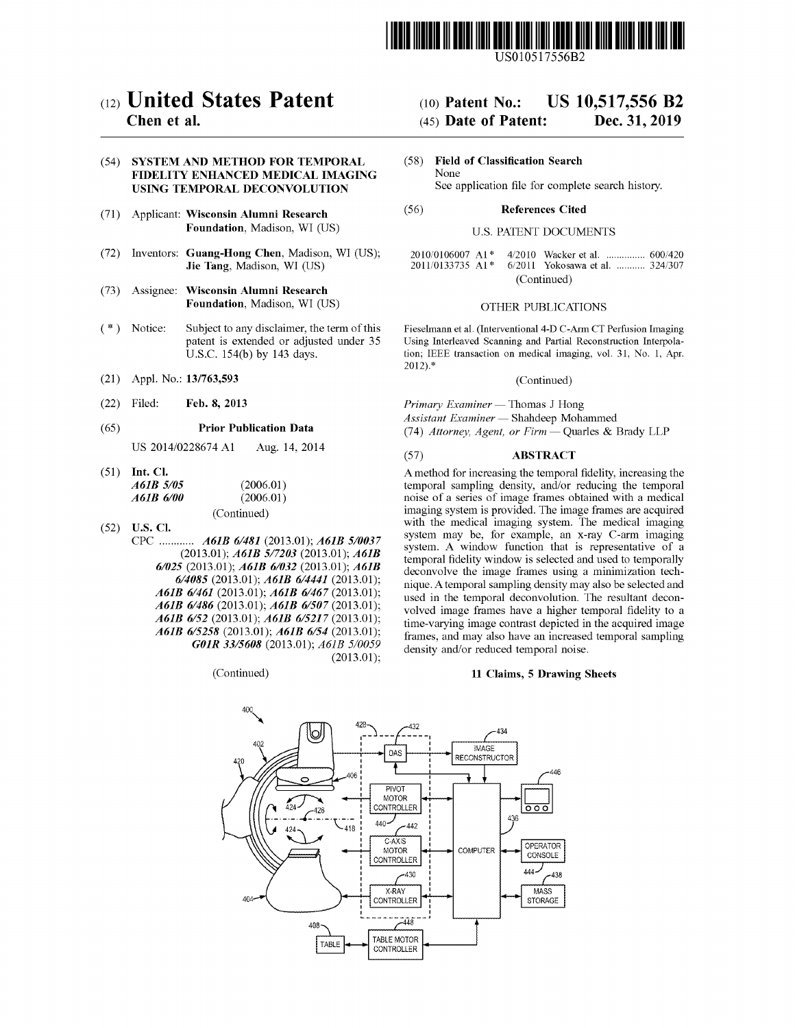US010517556B2

# (12) United States Patent
**Chen et al.**

(10) **Patent No.: US 10,517,556 B2**

(45) **Date of Patent: Dec. 31, 2019**

(54) **SYSTEM AND METHOD FOR TEMPORAL FIDELITY ENHANCED MEDICAL IMAGING USING TEMPORAL DECONVOLUTION**

(71) Applicant: **Wisconsin Alumni Research Foundation**, Madison, WI (US)

(72) Inventors: **Guang-Hong Chen**, Madison, WI (US); **Jie Tang**, Madison, WI (US)

(73) Assignee: **Wisconsin Alumni Research Foundation**, Madison, WI (US)

( * ) Notice: Subject to any disclaimer, the term of this patent is extended or adjusted under 35 U.S.C. 154(b) by 143 days.

(21) Appl. No.: **13/763,593**

(22) Filed: **Feb. 8, 2013**

(65) **Prior Publication Data**

US 2014/0228674 A1 Aug. 14, 2014

(51) **Int. Cl.**

*A61B 5/05* (2006.01)

*A61B 6/00* (2006.01)

(Continued)

(52) **U.S. Cl.**

CPC ............ ***A61B 6/481*** (2013.01); ***A61B 5/0037*** (2013.01); ***A61B 5/7203*** (2013.01); ***A61B 6/025*** (2013.01); ***A61B 6/032*** (2013.01); ***A61B 6/4085*** (2013.01); ***A61B 6/4441*** (2013.01); ***A61B 6/461*** (2013.01); ***A61B 6/467*** (2013.01); ***A61B 6/486*** (2013.01); ***A61B 6/507*** (2013.01); ***A61B 6/52*** (2013.01); ***A61B 6/5217*** (2013.01); ***A61B 6/5258*** (2013.01); ***A61B 6/54*** (2013.01); ***G01R 33/5608*** (2013.01); *A61B 5/0059* (2013.01);

(Continued)

(58) **Field of Classification Search**

None

See application file for complete search history.

(56) **References Cited**

U.S. PATENT DOCUMENTS

2010/0106007 A1* 4/2010 Wacker et al. ............... 600/420

2011/0133735 A1* 6/2011 Yokosawa et al. ........... 324/307

(Continued)

OTHER PUBLICATIONS

Fieselmann et al. (Interventional 4-D C-Arm CT Perfusion Imaging Using Interleaved Scanning and Partial Reconstruction Interpolation; IEEE transaction on medical imaging, vol. 31, No. 1, Apr. 2012).*

(Continued)

*Primary Examiner* — Thomas J Hong

*Assistant Examiner* — Shahdeep Mohammed

(74) *Attorney, Agent, or Firm* — Quarles & Brady LLP

(57) **ABSTRACT**

A method for increasing the temporal fidelity, increasing the temporal sampling density, and/or reducing the temporal noise of a series of image frames obtained with a medical imaging system is provided. The image frames are acquired with the medical imaging system. The medical imaging system may be, for example, an x-ray C-arm imaging system. A window function that is representative of a temporal fidelity window is selected and used to temporally deconvolve the image frames using a minimization technique. A temporal sampling density may also be selected and used in the temporal deconvolution. The resultant deconvolved image frames have a higher temporal fidelity to a time-varying image contrast depicted in the acquired image frames, and may also have an increased temporal sampling density and/or reduced temporal noise.

**11 Claims, 5 Drawing Sheets**

400
402
420
404
406
424
426
418
408
TABLE
428
432
DAS
434
IMAGE RECONSTRUCTOR
PIVOT MOTOR CONTROLLER
440
442
C-AXIS MOTOR CONTROLLER
430
X-RAY CONTROLLER
448
TABLE MOTOR CONTROLLER
436
COMPUTER
446
OPERATOR CONSOLE
444
438
MASS STORAGE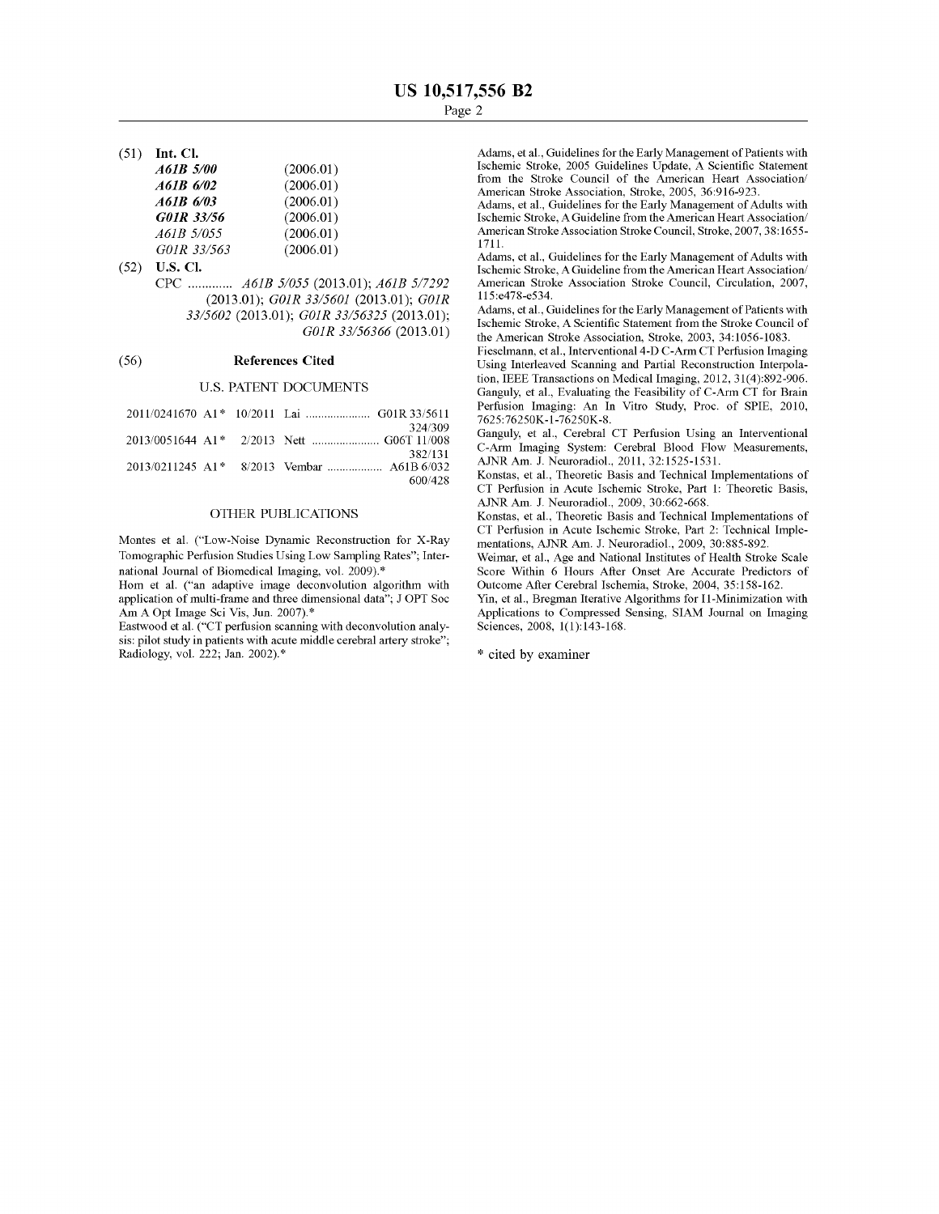(51) **Int. Cl.**

| | |
|---|---|
| ***A61B 5/00*** | (2006.01) |
| ***A61B 6/02*** | (2006.01) |
| ***A61B 6/03*** | (2006.01) |
| ***G01R 33/56*** | (2006.01) |
| *A61B 5/055* | (2006.01) |
| *G01R 33/563* | (2006.01) |

(52) **U.S. Cl.**

CPC ............. *A61B 5/055* (2013.01); *A61B 5/7292* (2013.01); *G01R 33/5601* (2013.01); *G01R 33/5602* (2013.01); *G01R 33/56325* (2013.01); *G01R 33/56366* (2013.01)

(56) **References Cited**

U.S. PATENT DOCUMENTS

| | | | |
|---|---|---|---|
| 2011/0241670 A1* | 10/2011 | Lai | G01R 33/5611 324/309 |
| 2013/0051644 A1* | 2/2013 | Nett | G06T 11/008 382/131 |
| 2013/0211245 A1* | 8/2013 | Vembar | A61B 6/032 600/428 |

OTHER PUBLICATIONS

Montes et al. ("Low-Noise Dynamic Reconstruction for X-Ray Tomographic Perfusion Studies Using Low Sampling Rates"; International Journal of Biomedical Imaging, vol. 2009).*

Horn et al. ("an adaptive image deconvolution algorithm with application of multi-frame and three dimensional data"; J OPT Soc Am A Opt Image Sci Vis, Jun. 2007).*

Eastwood et al. ("CT perfusion scanning with deconvolution analysis: pilot study in patients with acute middle cerebral artery stroke"; Radiology, vol. 222; Jan. 2002).*

Adams, et al., Guidelines for the Early Management of Patients with Ischemic Stroke, 2005 Guidelines Update, A Scientific Statement from the Stroke Council of the American Heart Association/American Stroke Association, Stroke, 2005, 36:916-923.

Adams, et al., Guidelines for the Early Management of Adults with Ischemic Stroke, A Guideline from the American Heart Association/American Stroke Association Stroke Council, Stroke, 2007, 38:1655-1711.

Adams, et al., Guidelines for the Early Management of Adults with Ischemic Stroke, A Guideline from the American Heart Association/American Stroke Association Stroke Council, Circulation, 2007, 115:e478-e534.

Adams, et al., Guidelines for the Early Management of Patients with Ischemic Stroke, A Scientific Statement from the Stroke Council of the American Stroke Association, Stroke, 2003, 34:1056-1083.

Fieselmann, et al., Interventional 4-D C-Arm CT Perfusion Imaging Using Interleaved Scanning and Partial Reconstruction Interpolation, IEEE Transactions on Medical Imaging, 2012, 31(4):892-906.

Ganguly, et al., Evaluating the Feasibility of C-Arm CT for Brain Perfusion Imaging: An In Vitro Study, Proc. of SPIE, 2010, 7625:76250K-1-76250K-8.

Ganguly, et al., Cerebral CT Perfusion Using an Interventional C-Arm Imaging System: Cerebral Blood Flow Measurements, AJNR Am. J. Neuroradiol., 2011, 32:1525-1531.

Konstas, et al., Theoretic Basis and Technical Implementations of CT Perfusion in Acute Ischemic Stroke, Part 1: Theoretic Basis, AJNR Am. J. Neuroradiol., 2009, 30:662-668.

Konstas, et al., Theoretic Basis and Technical Implementations of CT Perfusion in Acute Ischemic Stroke, Part 2: Technical Implementations, AJNR Am. J. Neuroradiol., 2009, 30:885-892.

Weimar, et al., Age and National Institutes of Health Stroke Scale Score Within 6 Hours After Onset Are Accurate Predictors of Outcome After Cerebral Ischemia, Stroke, 2004, 35:158-162.

Yin, et al., Bregman Iterative Algorithms for l1-Minimization with Applications to Compressed Sensing, SIAM Journal on Imaging Sciences, 2008, 1(1):143-168.

\* cited by examiner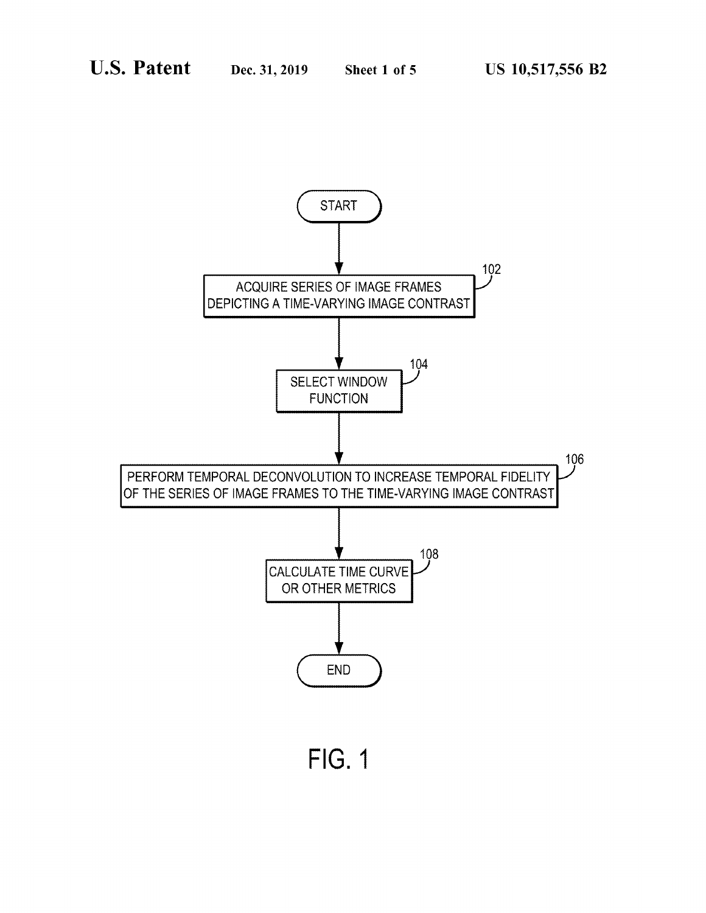START

ACQUIRE SERIES OF IMAGE FRAMES DEPICTING A TIME-VARYING IMAGE CONTRAST

102

SELECT WINDOW FUNCTION

104

PERFORM TEMPORAL DECONVOLUTION TO INCREASE TEMPORAL FIDELITY OF THE SERIES OF IMAGE FRAMES TO THE TIME-VARYING IMAGE CONTRAST

106

CALCULATE TIME CURVE OR OTHER METRICS

108

END

FIG. 1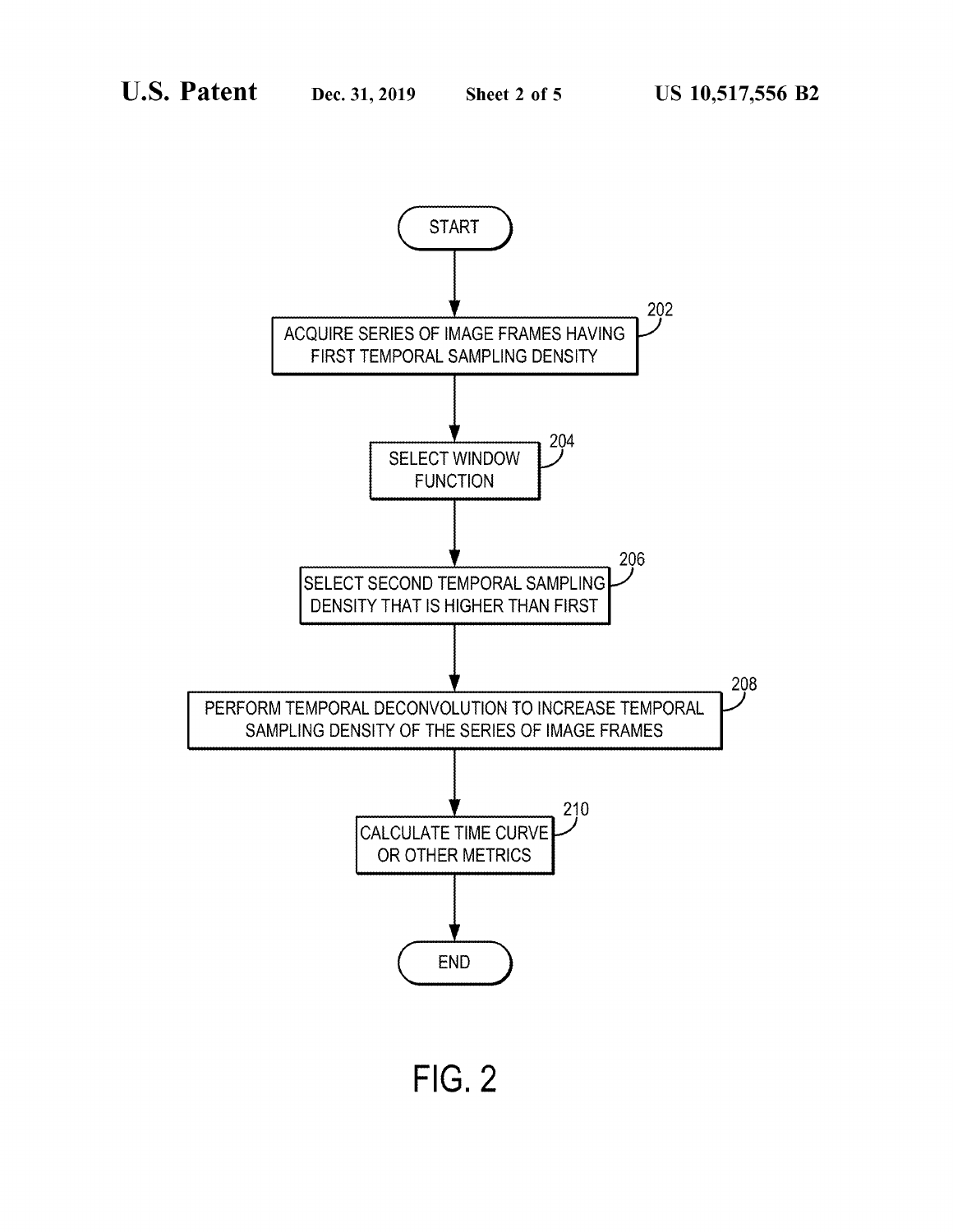START

202 ACQUIRE SERIES OF IMAGE FRAMES HAVING FIRST TEMPORAL SAMPLING DENSITY

204 SELECT WINDOW FUNCTION

206 SELECT SECOND TEMPORAL SAMPLING DENSITY THAT IS HIGHER THAN FIRST

208 PERFORM TEMPORAL DECONVOLUTION TO INCREASE TEMPORAL SAMPLING DENSITY OF THE SERIES OF IMAGE FRAMES

210 CALCULATE TIME CURVE OR OTHER METRICS

END

FIG. 2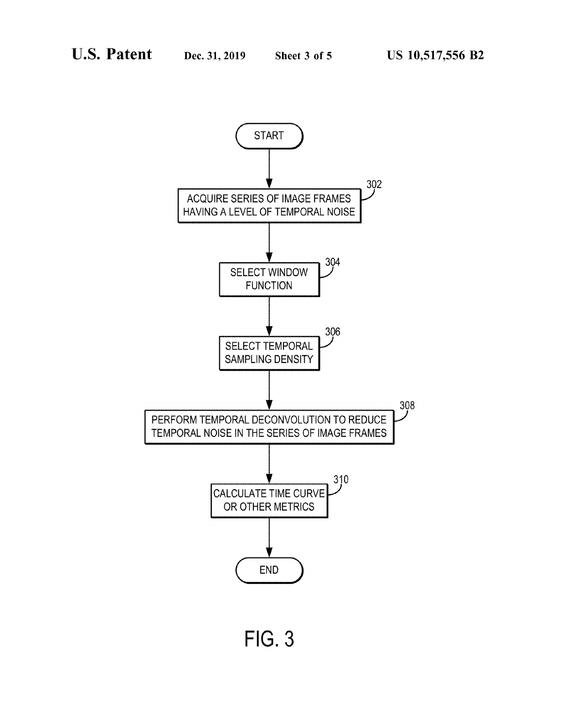START

302 ACQUIRE SERIES OF IMAGE FRAMES HAVING A LEVEL OF TEMPORAL NOISE

304 SELECT WINDOW FUNCTION

306 SELECT TEMPORAL SAMPLING DENSITY

308 PERFORM TEMPORAL DECONVOLUTION TO REDUCE TEMPORAL NOISE IN THE SERIES OF IMAGE FRAMES

310 CALCULATE TIME CURVE OR OTHER METRICS

END

FIG. 3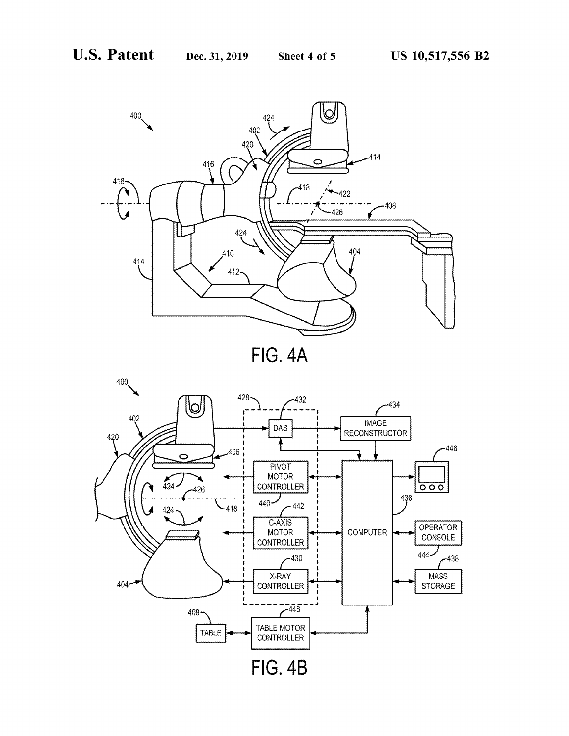FIG. 4A

FIG. 4B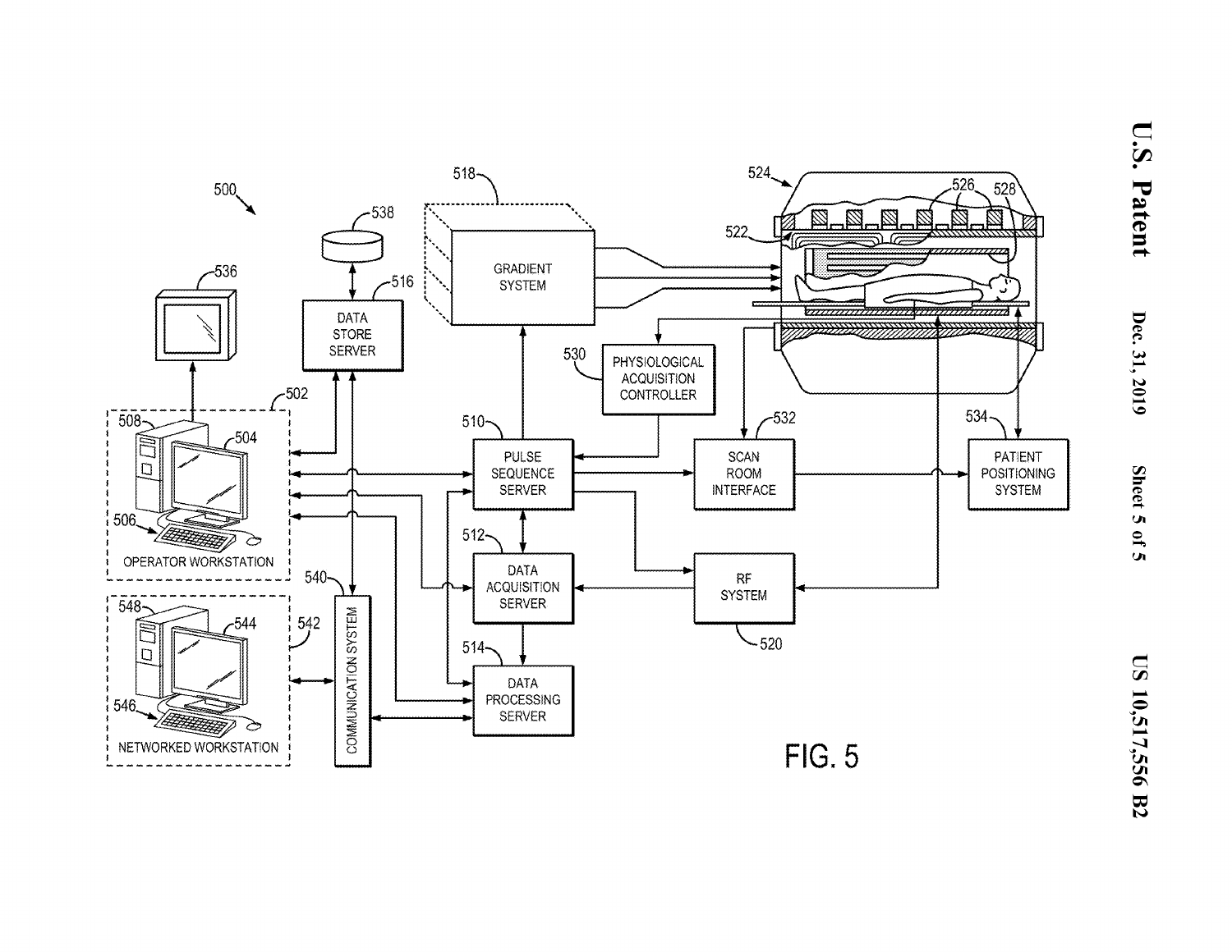500

536

538

516

DATA STORE SERVER

518

GRADIENT SYSTEM

524

526

528

522

530

PHYSIOLOGICAL ACQUISITION CONTROLLER

502

508

504

506

OPERATOR WORKSTATION

510

PULSE SEQUENCE SERVER

532

SCAN ROOM INTERFACE

534

PATIENT POSITIONING SYSTEM

512

DATA ACQUISITION SERVER

RF SYSTEM

520

540

542

548

544

546

NETWORKED WORKSTATION

COMMUNICATION SYSTEM

514

DATA PROCESSING SERVER

FIG. 5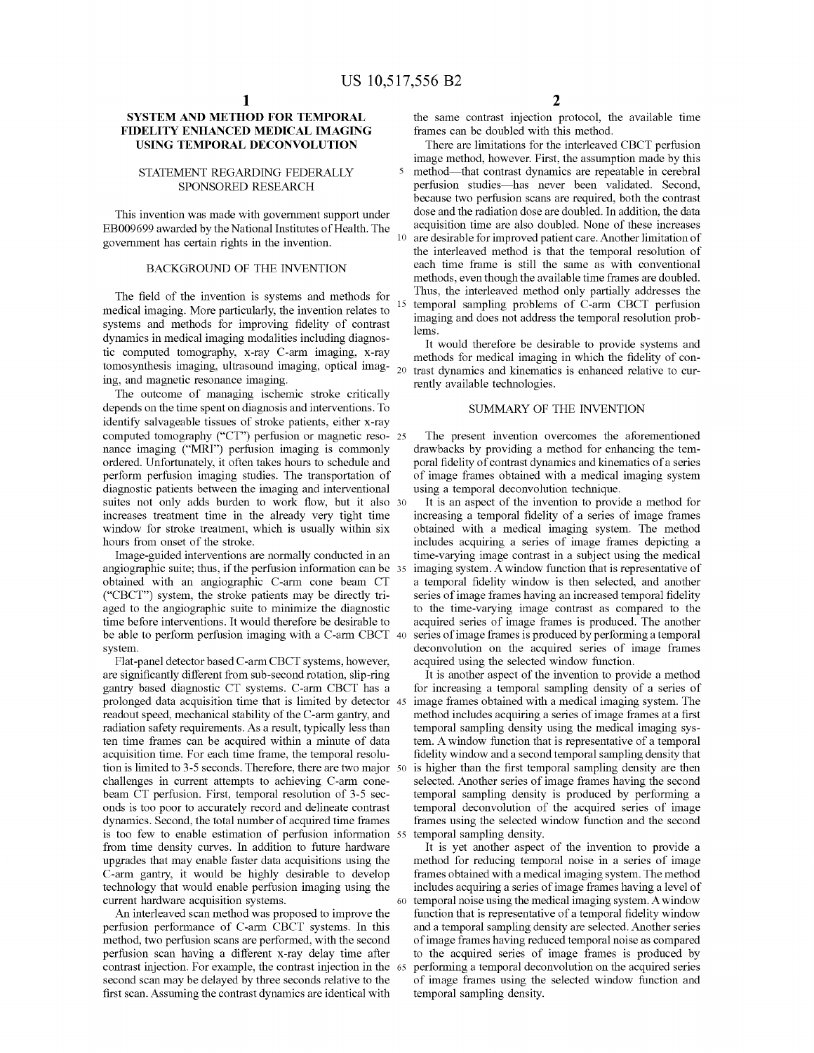# SYSTEM AND METHOD FOR TEMPORAL FIDELITY ENHANCED MEDICAL IMAGING USING TEMPORAL DECONVOLUTION

## STATEMENT REGARDING FEDERALLY SPONSORED RESEARCH

This invention was made with government support under EB009699 awarded by the National Institutes of Health. The government has certain rights in the invention.

## BACKGROUND OF THE INVENTION

The field of the invention is systems and methods for medical imaging. More particularly, the invention relates to systems and methods for improving fidelity of contrast dynamics in medical imaging modalities including diagnostic computed tomography, x-ray C-arm imaging, x-ray tomosynthesis imaging, ultrasound imaging, optical imaging, and magnetic resonance imaging.

The outcome of managing ischemic stroke critically depends on the time spent on diagnosis and interventions. To identify salvageable tissues of stroke patients, either x-ray computed tomography ("CT") perfusion or magnetic resonance imaging ("MRI") perfusion imaging is commonly ordered. Unfortunately, it often takes hours to schedule and perform perfusion imaging studies. The transportation of diagnostic patients between the imaging and interventional suites not only adds burden to work flow, but it also increases treatment time in the already very tight time window for stroke treatment, which is usually within six hours from onset of the stroke.

Image-guided interventions are normally conducted in an angiographic suite; thus, if the perfusion information can be obtained with an angiographic C-arm cone beam CT ("CBCT") system, the stroke patients may be directly triaged to the angiographic suite to minimize the diagnostic time before interventions. It would therefore be desirable to be able to perform perfusion imaging with a C-arm CBCT system.

Flat-panel detector based C-arm CBCT systems, however, are significantly different from sub-second rotation, slip-ring gantry based diagnostic CT systems. C-arm CBCT has a prolonged data acquisition time that is limited by detector readout speed, mechanical stability of the C-arm gantry, and radiation safety requirements. As a result, typically less than ten time frames can be acquired within a minute of data acquisition time. For each time frame, the temporal resolution is limited to 3-5 seconds. Therefore, there are two major challenges in current attempts to achieving C-arm cone-beam CT perfusion. First, temporal resolution of 3-5 seconds is too poor to accurately record and delineate contrast dynamics. Second, the total number of acquired time frames is too few to enable estimation of perfusion information from time density curves. In addition to future hardware upgrades that may enable faster data acquisitions using the C-arm gantry, it would be highly desirable to develop technology that would enable perfusion imaging using the current hardware acquisition systems.

An interleaved scan method was proposed to improve the perfusion performance of C-arm CBCT systems. In this method, two perfusion scans are performed, with the second perfusion scan having a different x-ray delay time after contrast injection. For example, the contrast injection in the second scan may be delayed by three seconds relative to the first scan. Assuming the contrast dynamics are identical with the same contrast injection protocol, the available time frames can be doubled with this method.

There are limitations for the interleaved CBCT perfusion image method, however. First, the assumption made by this method—that contrast dynamics are repeatable in cerebral perfusion studies—has never been validated. Second, because two perfusion scans are required, both the contrast dose and the radiation dose are doubled. In addition, the data acquisition time are also doubled. None of these increases are desirable for improved patient care. Another limitation of the interleaved method is that the temporal resolution of each time frame is still the same as with conventional methods, even though the available time frames are doubled. Thus, the interleaved method only partially addresses the temporal sampling problems of C-arm CBCT perfusion imaging and does not address the temporal resolution problems.

It would therefore be desirable to provide systems and methods for medical imaging in which the fidelity of contrast dynamics and kinematics is enhanced relative to currently available technologies.

## SUMMARY OF THE INVENTION

The present invention overcomes the aforementioned drawbacks by providing a method for enhancing the temporal fidelity of contrast dynamics and kinematics of a series of image frames obtained with a medical imaging system using a temporal deconvolution technique.

It is an aspect of the invention to provide a method for increasing a temporal fidelity of a series of image frames obtained with a medical imaging system. The method includes acquiring a series of image frames depicting a time-varying image contrast in a subject using the medical imaging system. A window function that is representative of a temporal fidelity window is then selected, and another series of image frames having an increased temporal fidelity to the time-varying image contrast as compared to the acquired series of image frames is produced. The another series of image frames is produced by performing a temporal deconvolution on the acquired series of image frames acquired using the selected window function.

It is another aspect of the invention to provide a method for increasing a temporal sampling density of a series of image frames obtained with a medical imaging system. The method includes acquiring a series of image frames at a first temporal sampling density using the medical imaging system. A window function that is representative of a temporal fidelity window and a second temporal sampling density that is higher than the first temporal sampling density are then selected. Another series of image frames having the second temporal sampling density is produced by performing a temporal deconvolution of the acquired series of image frames using the selected window function and the second temporal sampling density.

It is yet another aspect of the invention to provide a method for reducing temporal noise in a series of image frames obtained with a medical imaging system. The method includes acquiring a series of image frames having a level of temporal noise using the medical imaging system. A window function that is representative of a temporal fidelity window and a temporal sampling density are selected. Another series of image frames having reduced temporal noise as compared to the acquired series of image frames is produced by performing a temporal deconvolution on the acquired series of image frames using the selected window function and temporal sampling density.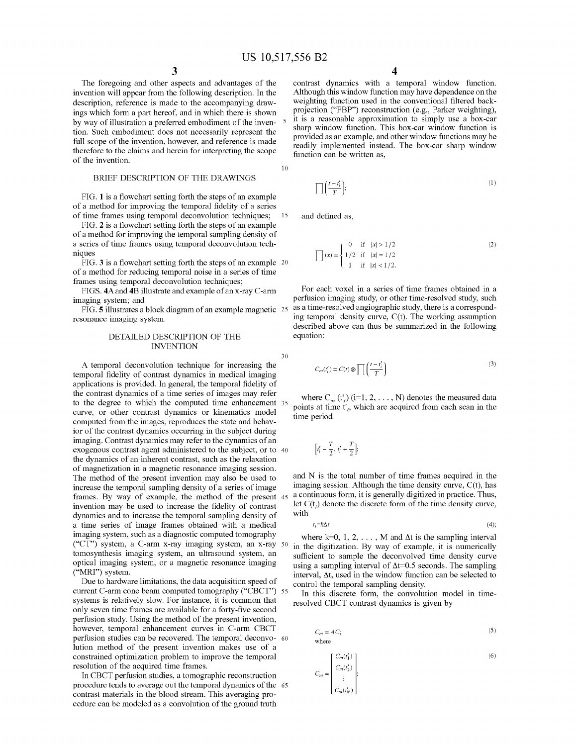The foregoing and other aspects and advantages of the invention will appear from the following description. In the description, reference is made to the accompanying drawings which form a part hereof, and in which there is shown by way of illustration a preferred embodiment of the invention. Such embodiment does not necessarily represent the full scope of the invention, however, and reference is made therefore to the claims and herein for interpreting the scope of the invention.

## BRIEF DESCRIPTION OF THE DRAWINGS

FIG. 1 is a flowchart setting forth the steps of an example of a method for improving the temporal fidelity of a series of time frames using temporal deconvolution techniques;

FIG. 2 is a flowchart setting forth the steps of an example of a method for improving the temporal sampling density of a series of time frames using temporal deconvolution techniques

FIG. 3 is a flowchart setting forth the steps of an example of a method for reducing temporal noise in a series of time frames using temporal deconvolution techniques;

FIGS. 4A and 4B illustrate and example of an x-ray C-arm imaging system; and

FIG. 5 illustrates a block diagram of an example magnetic resonance imaging system.

## DETAILED DESCRIPTION OF THE INVENTION

A temporal deconvolution technique for increasing the temporal fidelity of contrast dynamics in medical imaging applications is provided. In general, the temporal fidelity of the contrast dynamics of a time series of images may refer to the degree to which the computed time enhancement curve, or other contrast dynamics or kinematics model computed from the images, reproduces the state and behavior of the contrast dynamics occurring in the subject during imaging. Contrast dynamics may refer to the dynamics of an exogenous contrast agent administered to the subject, or to the dynamics of an inherent contrast, such as the relaxation of magnetization in a magnetic resonance imaging session. The method of the present invention may also be used to increase the temporal sampling density of a series of image frames. By way of example, the method of the present invention may be used to increase the fidelity of contrast dynamics and to increase the temporal sampling density of a time series of image frames obtained with a medical imaging system, such as a diagnostic computed tomography ("CT") system, a C-arm x-ray imaging system, an x-ray tomosynthesis imaging system, an ultrasound system, an optical imaging system, or a magnetic resonance imaging ("MRI") system.

Due to hardware limitations, the data acquisition speed of current C-arm cone beam computed tomography ("CBCT") systems is relatively slow. For instance, it is common that only seven time frames are available for a forty-five second perfusion study. Using the method of the present invention, however, temporal enhancement curves in C-arm CBCT perfusion studies can be recovered. The temporal deconvolution method of the present invention makes use of a constrained optimization problem to improve the temporal resolution of the acquired time frames.

In CBCT perfusion studies, a tomographic reconstruction procedure tends to average out the temporal dynamics of the contrast materials in the blood stream. This averaging procedure can be modeled as a convolution of the ground truth contrast dynamics with a temporal window function. Although this window function may have dependence on the weighting function used in the conventional filtered backprojection ("FBP") reconstruction (e.g., Parker weighting), it is a reasonable approximation to simply use a box-car sharp window function. This box-car window function is provided as an example, and other window functions may be readily implemented instead. The box-car sharp window function can be written as,

$$\prod\left(\frac{t-t_i'}{T}\right); \tag{1}$$

and defined as,

$$\prod(x) = \begin{cases} 0 & \text{if } |x| > 1/2 \\ 1/2 & \text{if } |x| = 1/2 \\ 1 & \text{if } |x| < 1/2. \end{cases} \tag{2}$$

For each voxel in a series of time frames obtained in a perfusion imaging study, or other time-resolved study, such as a time-resolved angiographic study, there is a corresponding temporal density curve, $C(t)$. The working assumption described above can thus be summarized in the following equation:

$$C_m(t_i') = C(t) \otimes \prod\left(\frac{t-t_i'}{T}\right) \tag{3}$$

where $C_m(t'_i)$ ($i=1, 2, \ldots, N$) denotes the measured data points at time $t'_i$, which are acquired from each scan in the time period

$$\left[t_i' - \frac{T}{2}, t_i' + \frac{T}{2}\right];$$

and N is the total number of time frames acquired in the imaging session. Although the time density curve, $C(t)$, has a continuous form, it is generally digitized in practice. Thus, let $C(t_i)$ denote the discrete form of the time density curve, with

$$t_i = k\Delta t \tag{4};$$

where $k=0, 1, 2, \ldots, M$ and $\Delta t$ is the sampling interval in the digitization. By way of example, it is numerically sufficient to sample the deconvolved time density curve using a sampling interval of $\Delta t=0.5$ seconds. The sampling interval, $\Delta t$, used in the window function can be selected to control the temporal sampling density.

In this discrete form, the convolution model in time-resolved CBCT contrast dynamics is given by

$$C_m = AC; \tag{5}$$

where

$$C_m = \begin{bmatrix} C_m(t_1') \\ C_m(t_2') \\ \vdots \\ C_m(t_N') \end{bmatrix}; \tag{6}$$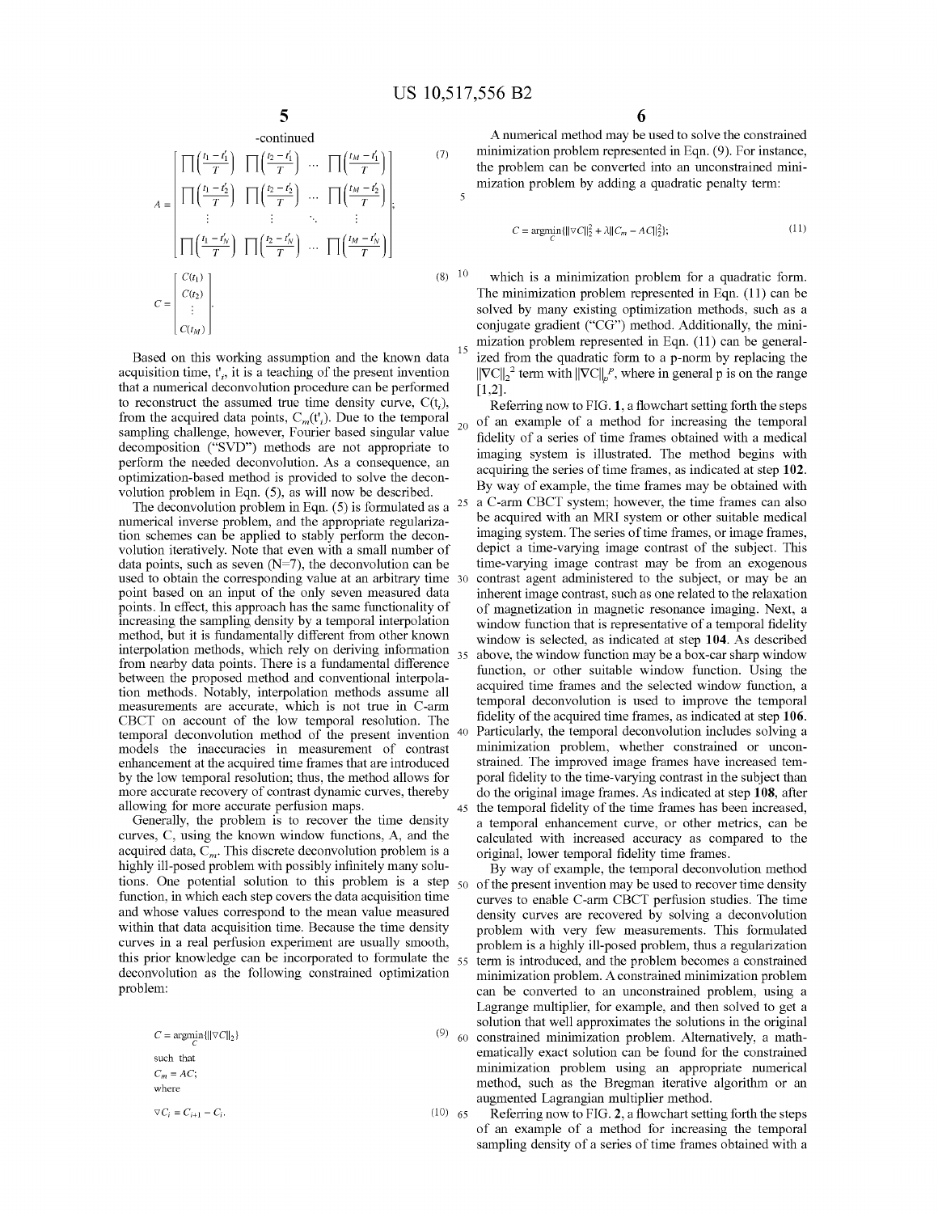-continued

$$A = \begin{bmatrix} \prod\left(\frac{t_1 - t'_1}{T}\right) & \prod\left(\frac{t_2 - t'_1}{T}\right) & \cdots & \prod\left(\frac{t_M - t'_1}{T}\right) \\ \prod\left(\frac{t_1 - t'_2}{T}\right) & \prod\left(\frac{t_2 - t'_2}{T}\right) & \cdots & \prod\left(\frac{t_M - t'_2}{T}\right) \\ \vdots & \vdots & \ddots & \vdots \\ \prod\left(\frac{t_1 - t'_N}{T}\right) & \prod\left(\frac{t_2 - t'_N}{T}\right) & \cdots & \prod\left(\frac{t_M - t'_N}{T}\right) \end{bmatrix}; \tag{7}$$

$$C = \begin{bmatrix} C(t_1) \\ C(t_2) \\ \vdots \\ C(t_M) \end{bmatrix}. \tag{8}$$

Based on this working assumption and the known data acquisition time, $t'_i$, it is a teaching of the present invention that a numerical deconvolution procedure can be performed to reconstruct the assumed true time density curve, $C(t_i)$, from the acquired data points, $C_m(t'_i)$. Due to the temporal sampling challenge, however, Fourier based singular value decomposition ("SVD") methods are not appropriate to perform the needed deconvolution. As a consequence, an optimization-based method is provided to solve the deconvolution problem in Eqn. (5), as will now be described.

The deconvolution problem in Eqn. (5) is formulated as a numerical inverse problem, and the appropriate regularization schemes can be applied to stably perform the deconvolution iteratively. Note that even with a small number of data points, such as seven (N=7), the deconvolution can be used to obtain the corresponding value at an arbitrary time point based on an input of the only seven measured data points. In effect, this approach has the same functionality of increasing the sampling density by a temporal interpolation method, but it is fundamentally different from other known interpolation methods, which rely on deriving information from nearby data points. There is a fundamental difference between the proposed method and conventional interpolation methods. Notably, interpolation methods assume all measurements are accurate, which is not true in C-arm CBCT on account of the low temporal resolution. The temporal deconvolution method of the present invention models the inaccuracies in measurement of contrast enhancement at the acquired time frames that are introduced by the low temporal resolution; thus, the method allows for more accurate recovery of contrast dynamic curves, thereby allowing for more accurate perfusion maps.

Generally, the problem is to recover the time density curves, C, using the known window functions, A, and the acquired data, $C_m$. This discrete deconvolution problem is a highly ill-posed problem with possibly infinitely many solutions. One potential solution to this problem is a step function, in which each step covers the data acquisition time and whose values correspond to the mean value measured within that data acquisition time. Because the time density curves in a real perfusion experiment are usually smooth, this prior knowledge can be incorporated to formulate the deconvolution as the following constrained optimization problem:

$$C = \underset{C}{\operatorname{argmin}}\{\|\nabla C\|_2\} \tag{9}$$

such that

$$C_m = AC;$$

where

$$\nabla C_i = C_{i+1} - C_i. \tag{10}$$

A numerical method may be used to solve the constrained minimization problem represented in Eqn. (9). For instance, the problem can be converted into an unconstrained minimization problem by adding a quadratic penalty term:

$$C = \underset{C}{\operatorname{argmin}}\{\|\nabla C\|_2^2 + \lambda\|C_m - AC\|_2^2\}; \tag{11}$$

which is a minimization problem for a quadratic form. The minimization problem represented in Eqn. (11) can be solved by many existing optimization methods, such as a conjugate gradient ("CG") method. Additionally, the minimization problem represented in Eqn. (11) can be generalized from the quadratic form to a p-norm by replacing the $\|\nabla C\|_2^2$ term with $\|\nabla C\|_p^p$, where in general p is on the range [1,2].

Referring now to FIG. 1, a flowchart setting forth the steps of an example of a method for increasing the temporal fidelity of a series of time frames obtained with a medical imaging system is illustrated. The method begins with acquiring the series of time frames, as indicated at step 102. By way of example, the time frames may be obtained with a C-arm CBCT system; however, the time frames can also be acquired with an MRI system or other suitable medical imaging system. The series of time frames, or image frames, depict a time-varying image contrast of the subject. This time-varying image contrast may be from an exogenous contrast agent administered to the subject, or may be an inherent image contrast, such as one related to the relaxation of magnetization in magnetic resonance imaging. Next, a window function that is representative of a temporal fidelity window is selected, as indicated at step 104. As described above, the window function may be a box-car sharp window function, or other suitable window function. Using the acquired time frames and the selected window function, a temporal deconvolution is used to improve the temporal fidelity of the acquired time frames, as indicated at step 106. Particularly, the temporal deconvolution includes solving a minimization problem, whether constrained or unconstrained. The improved image frames have increased temporal fidelity to the time-varying contrast in the subject than do the original image frames. As indicated at step 108, after the temporal fidelity of the time frames has been increased, a temporal enhancement curve, or other metrics, can be calculated with increased accuracy as compared to the original, lower temporal fidelity time frames.

By way of example, the temporal deconvolution method of the present invention may be used to recover time density curves to enable C-arm CBCT perfusion studies. The time density curves are recovered by solving a deconvolution problem with very few measurements. This formulated problem is a highly ill-posed problem, thus a regularization term is introduced, and the problem becomes a constrained minimization problem. A constrained minimization problem can be converted to an unconstrained problem, using a Lagrange multiplier, for example, and then solved to get a solution that well approximates the solutions in the original constrained minimization problem. Alternatively, a mathematically exact solution can be found for the constrained minimization problem using an appropriate numerical method, such as the Bregman iterative algorithm or an augmented Lagrangian multiplier method.

Referring now to FIG. 2, a flowchart setting forth the steps of an example of a method for increasing the temporal sampling density of a series of time frames obtained with a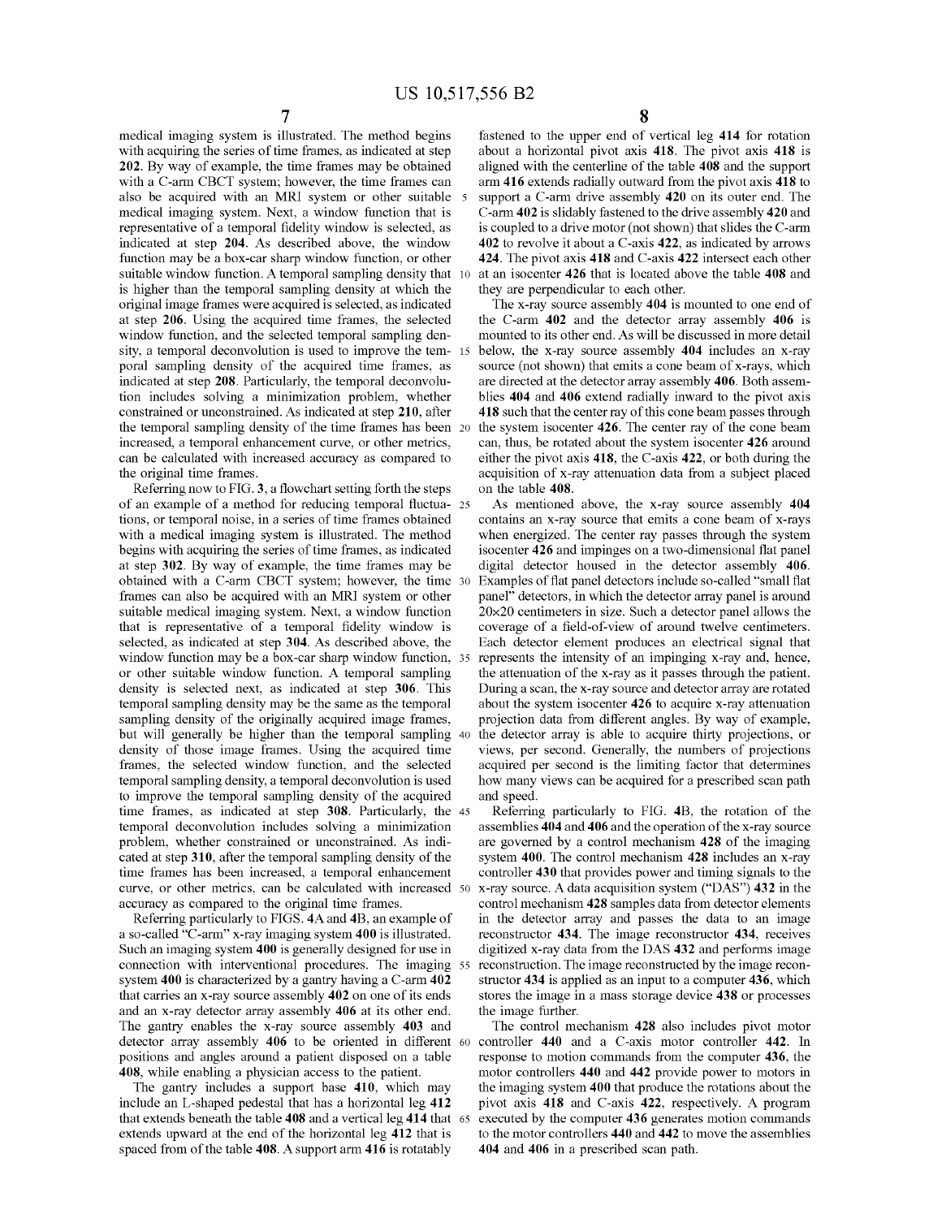medical imaging system is illustrated. The method begins with acquiring the series of time frames, as indicated at step 202. By way of example, the time frames may be obtained with a C-arm CBCT system; however, the time frames can also be acquired with an MRI system or other suitable medical imaging system. Next, a window function that is representative of a temporal fidelity window is selected, as indicated at step 204. As described above, the window function may be a box-car sharp window function, or other suitable window function. A temporal sampling density that is higher than the temporal sampling density at which the original image frames were acquired is selected, as indicated at step 206. Using the acquired time frames, the selected window function, and the selected temporal sampling density, a temporal deconvolution is used to improve the temporal sampling density of the acquired time frames, as indicated at step 208. Particularly, the temporal deconvolution includes solving a minimization problem, whether constrained or unconstrained. As indicated at step 210, after the temporal sampling density of the time frames has been increased, a temporal enhancement curve, or other metrics, can be calculated with increased accuracy as compared to the original time frames.

Referring now to FIG. 3, a flowchart setting forth the steps of an example of a method for reducing temporal fluctuations, or temporal noise, in a series of time frames obtained with a medical imaging system is illustrated. The method begins with acquiring the series of time frames, as indicated at step 302. By way of example, the time frames may be obtained with a C-arm CBCT system; however, the time frames can also be acquired with an MRI system or other suitable medical imaging system. Next, a window function that is representative of a temporal fidelity window is selected, as indicated at step 304. As described above, the window function may be a box-car sharp window function, or other suitable window function. A temporal sampling density is selected next, as indicated at step 306. This temporal sampling density may be the same as the temporal sampling density of the originally acquired image frames, but will generally be higher than the temporal sampling density of those image frames. Using the acquired time frames, the selected window function, and the selected temporal sampling density, a temporal deconvolution is used to improve the temporal sampling density of the acquired time frames, as indicated at step 308. Particularly, the temporal deconvolution includes solving a minimization problem, whether constrained or unconstrained. As indicated at step 310, after the temporal sampling density of the time frames has been increased, a temporal enhancement curve, or other metrics, can be calculated with increased accuracy as compared to the original time frames.

Referring particularly to FIGS. 4A and 4B, an example of a so-called "C-arm" x-ray imaging system 400 is illustrated. Such an imaging system 400 is generally designed for use in connection with interventional procedures. The imaging system 400 is characterized by a gantry having a C-arm 402 that carries an x-ray source assembly 402 on one of its ends and an x-ray detector array assembly 406 at its other end. The gantry enables the x-ray source assembly 403 and detector array assembly 406 to be oriented in different positions and angles around a patient disposed on a table 408, while enabling a physician access to the patient.

The gantry includes a support base 410, which may include an L-shaped pedestal that has a horizontal leg 412 that extends beneath the table 408 and a vertical leg 414 that extends upward at the end of the horizontal leg 412 that is spaced from of the table 408. A support arm 416 is rotatably fastened to the upper end of vertical leg 414 for rotation about a horizontal pivot axis 418. The pivot axis 418 is aligned with the centerline of the table 408 and the support arm 416 extends radially outward from the pivot axis 418 to support a C-arm drive assembly 420 on its outer end. The C-arm 402 is slidably fastened to the drive assembly 420 and is coupled to a drive motor (not shown) that slides the C-arm 402 to revolve it about a C-axis 422, as indicated by arrows 424. The pivot axis 418 and C-axis 422 intersect each other at an isocenter 426 that is located above the table 408 and they are perpendicular to each other.

The x-ray source assembly 404 is mounted to one end of the C-arm 402 and the detector array assembly 406 is mounted to its other end. As will be discussed in more detail below, the x-ray source assembly 404 includes an x-ray source (not shown) that emits a cone beam of x-rays, which are directed at the detector array assembly 406. Both assemblies 404 and 406 extend radially inward to the pivot axis 418 such that the center ray of this cone beam passes through the system isocenter 426. The center ray of the cone beam can, thus, be rotated about the system isocenter 426 around either the pivot axis 418, the C-axis 422, or both during the acquisition of x-ray attenuation data from a subject placed on the table 408.

As mentioned above, the x-ray source assembly 404 contains an x-ray source that emits a cone beam of x-rays when energized. The center ray passes through the system isocenter 426 and impinges on a two-dimensional flat panel digital detector housed in the detector assembly 406. Examples of flat panel detectors include so-called "small flat panel" detectors, in which the detector array panel is around 20×20 centimeters in size. Such a detector panel allows the coverage of a field-of-view of around twelve centimeters. Each detector element produces an electrical signal that represents the intensity of an impinging x-ray and, hence, the attenuation of the x-ray as it passes through the patient. During a scan, the x-ray source and detector array are rotated about the system isocenter 426 to acquire x-ray attenuation projection data from different angles. By way of example, the detector array is able to acquire thirty projections, or views, per second. Generally, the numbers of projections acquired per second is the limiting factor that determines how many views can be acquired for a prescribed scan path and speed.

Referring particularly to FIG. 4B, the rotation of the assemblies 404 and 406 and the operation of the x-ray source are governed by a control mechanism 428 of the imaging system 400. The control mechanism 428 includes an x-ray controller 430 that provides power and timing signals to the x-ray source. A data acquisition system ("DAS") 432 in the control mechanism 428 samples data from detector elements in the detector array and passes the data to an image reconstructor 434. The image reconstructor 434, receives digitized x-ray data from the DAS 432 and performs image reconstruction. The image reconstructed by the image reconstructor 434 is applied as an input to a computer 436, which stores the image in a mass storage device 438 or processes the image further.

The control mechanism 428 also includes pivot motor controller 440 and a C-axis motor controller 442. In response to motion commands from the computer 436, the motor controllers 440 and 442 provide power to motors in the imaging system 400 that produce the rotations about the pivot axis 418 and C-axis 422, respectively. A program executed by the computer 436 generates motion commands to the motor controllers 440 and 442 to move the assemblies 404 and 406 in a prescribed scan path.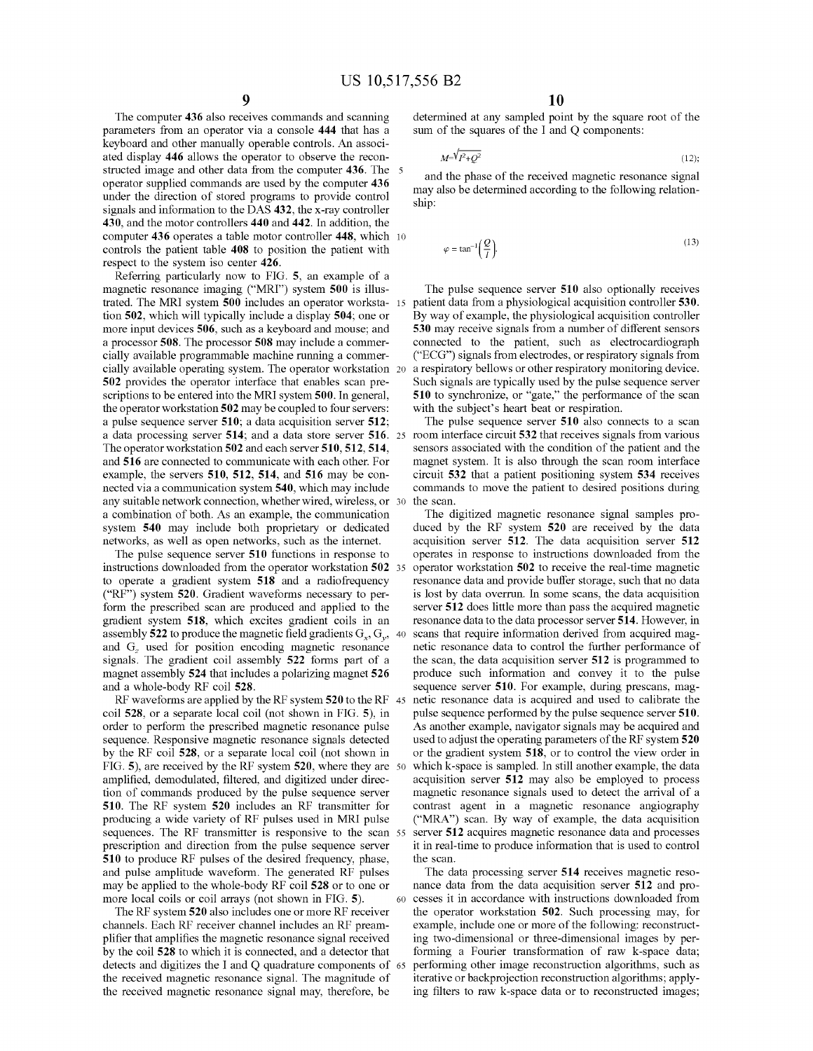The computer **436** also receives commands and scanning parameters from an operator via a console **444** that has a keyboard and other manually operable controls. An associated display **446** allows the operator to observe the reconstructed image and other data from the computer **436**. The operator supplied commands are used by the computer **436** under the direction of stored programs to provide control signals and information to the DAS **432**, the x-ray controller **430**, and the motor controllers **440** and **442**. In addition, the computer **436** operates a table motor controller **448**, which controls the patient table **408** to position the patient with respect to the system iso center **426**.

Referring particularly now to FIG. **5**, an example of a magnetic resonance imaging ("MRI") system **500** is illustrated. The MRI system **500** includes an operator workstation **502**, which will typically include a display **504**; one or more input devices **506**, such as a keyboard and mouse; and a processor **508**. The processor **508** may include a commercially available programmable machine running a commercially available operating system. The operator workstation **502** provides the operator interface that enables scan prescriptions to be entered into the MRI system **500**. In general, the operator workstation **502** may be coupled to four servers: a pulse sequence server **510**; a data acquisition server **512**; a data processing server **514**; and a data store server **516**. The operator workstation **502** and each server **510**, **512**, **514**, and **516** are connected to communicate with each other. For example, the servers **510**, **512**, **514**, and **516** may be connected via a communication system **540**, which may include any suitable network connection, whether wired, wireless, or a combination of both. As an example, the communication system **540** may include both proprietary or dedicated networks, as well as open networks, such as the internet.

The pulse sequence server **510** functions in response to instructions downloaded from the operator workstation **502** to operate a gradient system **518** and a radiofrequency ("RF") system **520**. Gradient waveforms necessary to perform the prescribed scan are produced and applied to the gradient system **518**, which excites gradient coils in an assembly **522** to produce the magnetic field gradients $G_x$, $G_y$, and $G_z$ used for position encoding magnetic resonance signals. The gradient coil assembly **522** forms part of a magnet assembly **524** that includes a polarizing magnet **526** and a whole-body RF coil **528**.

RF waveforms are applied by the RF system **520** to the RF coil **528**, or a separate local coil (not shown in FIG. **5**), in order to perform the prescribed magnetic resonance pulse sequence. Responsive magnetic resonance signals detected by the RF coil **528**, or a separate local coil (not shown in FIG. **5**), are received by the RF system **520**, where they are amplified, demodulated, filtered, and digitized under direction of commands produced by the pulse sequence server **510**. The RF system **520** includes an RF transmitter for producing a wide variety of RF pulses used in MRI pulse sequences. The RF transmitter is responsive to the scan prescription and direction from the pulse sequence server **510** to produce RF pulses of the desired frequency, phase, and pulse amplitude waveform. The generated RF pulses may be applied to the whole-body RF coil **528** or to one or more local coils or coil arrays (not shown in FIG. **5**).

The RF system **520** also includes one or more RF receiver channels. Each RF receiver channel includes an RF preamplifier that amplifies the magnetic resonance signal received by the coil **528** to which it is connected, and a detector that detects and digitizes the I and Q quadrature components of the received magnetic resonance signal. The magnitude of the received magnetic resonance signal may, therefore, be determined at any sampled point by the square root of the sum of the squares of the I and Q components:

$$M=\sqrt{I^2+Q^2} \tag{12}$$

and the phase of the received magnetic resonance signal may also be determined according to the following relationship:

$$\varphi=\tan^{-1}\left(\frac{Q}{I}\right). \tag{13}$$

The pulse sequence server **510** also optionally receives patient data from a physiological acquisition controller **530**. By way of example, the physiological acquisition controller **530** may receive signals from a number of different sensors connected to the patient, such as electrocardiograph ("ECG") signals from electrodes, or respiratory signals from a respiratory bellows or other respiratory monitoring device. Such signals are typically used by the pulse sequence server **510** to synchronize, or "gate," the performance of the scan with the subject's heart beat or respiration.

The pulse sequence server **510** also connects to a scan room interface circuit **532** that receives signals from various sensors associated with the condition of the patient and the magnet system. It is also through the scan room interface circuit **532** that a patient positioning system **534** receives commands to move the patient to desired positions during the scan.

The digitized magnetic resonance signal samples produced by the RF system **520** are received by the data acquisition server **512**. The data acquisition server **512** operates in response to instructions downloaded from the operator workstation **502** to receive the real-time magnetic resonance data and provide buffer storage, such that no data is lost by data overrun. In some scans, the data acquisition server **512** does little more than pass the acquired magnetic resonance data to the data processor server **514**. However, in scans that require information derived from acquired magnetic resonance data to control the further performance of the scan, the data acquisition server **512** is programmed to produce such information and convey it to the pulse sequence server **510**. For example, during prescans, magnetic resonance data is acquired and used to calibrate the pulse sequence performed by the pulse sequence server **510**. As another example, navigator signals may be acquired and used to adjust the operating parameters of the RF system **520** or the gradient system **518**, or to control the view order in which k-space is sampled. In still another example, the data acquisition server **512** may also be employed to process magnetic resonance signals used to detect the arrival of a contrast agent in a magnetic resonance angiography ("MRA") scan. By way of example, the data acquisition server **512** acquires magnetic resonance data and processes it in real-time to produce information that is used to control the scan.

The data processing server **514** receives magnetic resonance data from the data acquisition server **512** and processes it in accordance with instructions downloaded from the operator workstation **502**. Such processing may, for example, include one or more of the following: reconstructing two-dimensional or three-dimensional images by performing a Fourier transformation of raw k-space data; performing other image reconstruction algorithms, such as iterative or backprojection reconstruction algorithms; applying filters to raw k-space data or to reconstructed images;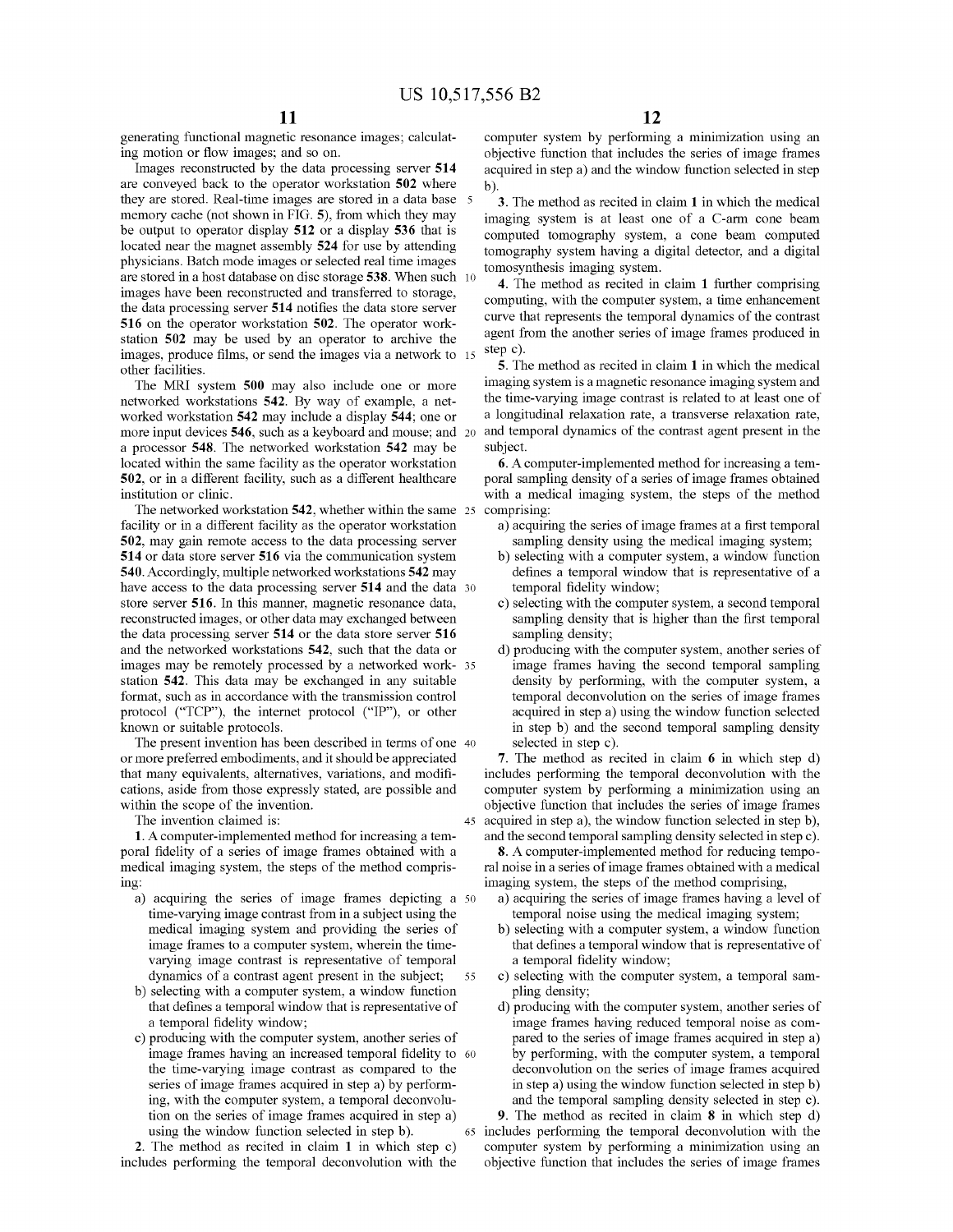generating functional magnetic resonance images; calculating motion or flow images; and so on.

Images reconstructed by the data processing server **514** are conveyed back to the operator workstation **502** where they are stored. Real-time images are stored in a data base memory cache (not shown in FIG. **5**), from which they may be output to operator display **512** or a display **536** that is located near the magnet assembly **524** for use by attending physicians. Batch mode images or selected real time images are stored in a host database on disc storage **538**. When such images have been reconstructed and transferred to storage, the data processing server **514** notifies the data store server **516** on the operator workstation **502**. The operator workstation **502** may be used by an operator to archive the images, produce films, or send the images via a network to other facilities.

The MRI system **500** may also include one or more networked workstations **542**. By way of example, a networked workstation **542** may include a display **544**; one or more input devices **546**, such as a keyboard and mouse; and a processor **548**. The networked workstation **542** may be located within the same facility as the operator workstation **502**, or in a different facility, such as a different healthcare institution or clinic.

The networked workstation **542**, whether within the same facility or in a different facility as the operator workstation **502**, may gain remote access to the data processing server **514** or data store server **516** via the communication system **540**. Accordingly, multiple networked workstations **542** may have access to the data processing server **514** and the data store server **516**. In this manner, magnetic resonance data, reconstructed images, or other data may exchanged between the data processing server **514** or the data store server **516** and the networked workstations **542**, such that the data or images may be remotely processed by a networked workstation **542**. This data may be exchanged in any suitable format, such as in accordance with the transmission control protocol ("TCP"), the internet protocol ("IP"), or other known or suitable protocols.

The present invention has been described in terms of one or more preferred embodiments, and it should be appreciated that many equivalents, alternatives, variations, and modifications, aside from those expressly stated, are possible and within the scope of the invention.

The invention claimed is:

**1**. A computer-implemented method for increasing a temporal fidelity of a series of image frames obtained with a medical imaging system, the steps of the method comprising:

a) acquiring the series of image frames depicting a time-varying image contrast from in a subject using the medical imaging system and providing the series of image frames to a computer system, wherein the time-varying image contrast is representative of temporal dynamics of a contrast agent present in the subject;

b) selecting with a computer system, a window function that defines a temporal window that is representative of a temporal fidelity window;

c) producing with the computer system, another series of image frames having an increased temporal fidelity to the time-varying image contrast as compared to the series of image frames acquired in step a) by performing, with the computer system, a temporal deconvolution on the series of image frames acquired in step a) using the window function selected in step b).

**2**. The method as recited in claim **1** in which step c) includes performing the temporal deconvolution with the computer system by performing a minimization using an objective function that includes the series of image frames acquired in step a) and the window function selected in step b).

**3**. The method as recited in claim **1** in which the medical imaging system is at least one of a C-arm cone beam computed tomography system, a cone beam computed tomography system having a digital detector, and a digital tomosynthesis imaging system.

**4**. The method as recited in claim **1** further comprising computing, with the computer system, a time enhancement curve that represents the temporal dynamics of the contrast agent from the another series of image frames produced in step c).

**5**. The method as recited in claim **1** in which the medical imaging system is a magnetic resonance imaging system and the time-varying image contrast is related to at least one of a longitudinal relaxation rate, a transverse relaxation rate, and temporal dynamics of the contrast agent present in the subject.

**6**. A computer-implemented method for increasing a temporal sampling density of a series of image frames obtained with a medical imaging system, the steps of the method comprising:

a) acquiring the series of image frames at a first temporal sampling density using the medical imaging system;

b) selecting with a computer system, a window function defines a temporal window that is representative of a temporal fidelity window;

c) selecting with the computer system, a second temporal sampling density that is higher than the first temporal sampling density;

d) producing with the computer system, another series of image frames having the second temporal sampling density by performing, with the computer system, a temporal deconvolution on the series of image frames acquired in step a) using the window function selected in step b) and the second temporal sampling density selected in step c).

**7**. The method as recited in claim **6** in which step d) includes performing the temporal deconvolution with the computer system by performing a minimization using an objective function that includes the series of image frames acquired in step a), the window function selected in step b), and the second temporal sampling density selected in step c).

**8**. A computer-implemented method for reducing temporal noise in a series of image frames obtained with a medical imaging system, the steps of the method comprising,

a) acquiring the series of image frames having a level of temporal noise using the medical imaging system;

b) selecting with a computer system, a window function that defines a temporal window that is representative of a temporal fidelity window;

c) selecting with the computer system, a temporal sampling density;

d) producing with the computer system, another series of image frames having reduced temporal noise as compared to the series of image frames acquired in step a) by performing, with the computer system, a temporal deconvolution on the series of image frames acquired in step a) using the window function selected in step b) and the temporal sampling density selected in step c).

**9**. The method as recited in claim **8** in which step d) includes performing the temporal deconvolution with the computer system by performing a minimization using an objective function that includes the series of image frames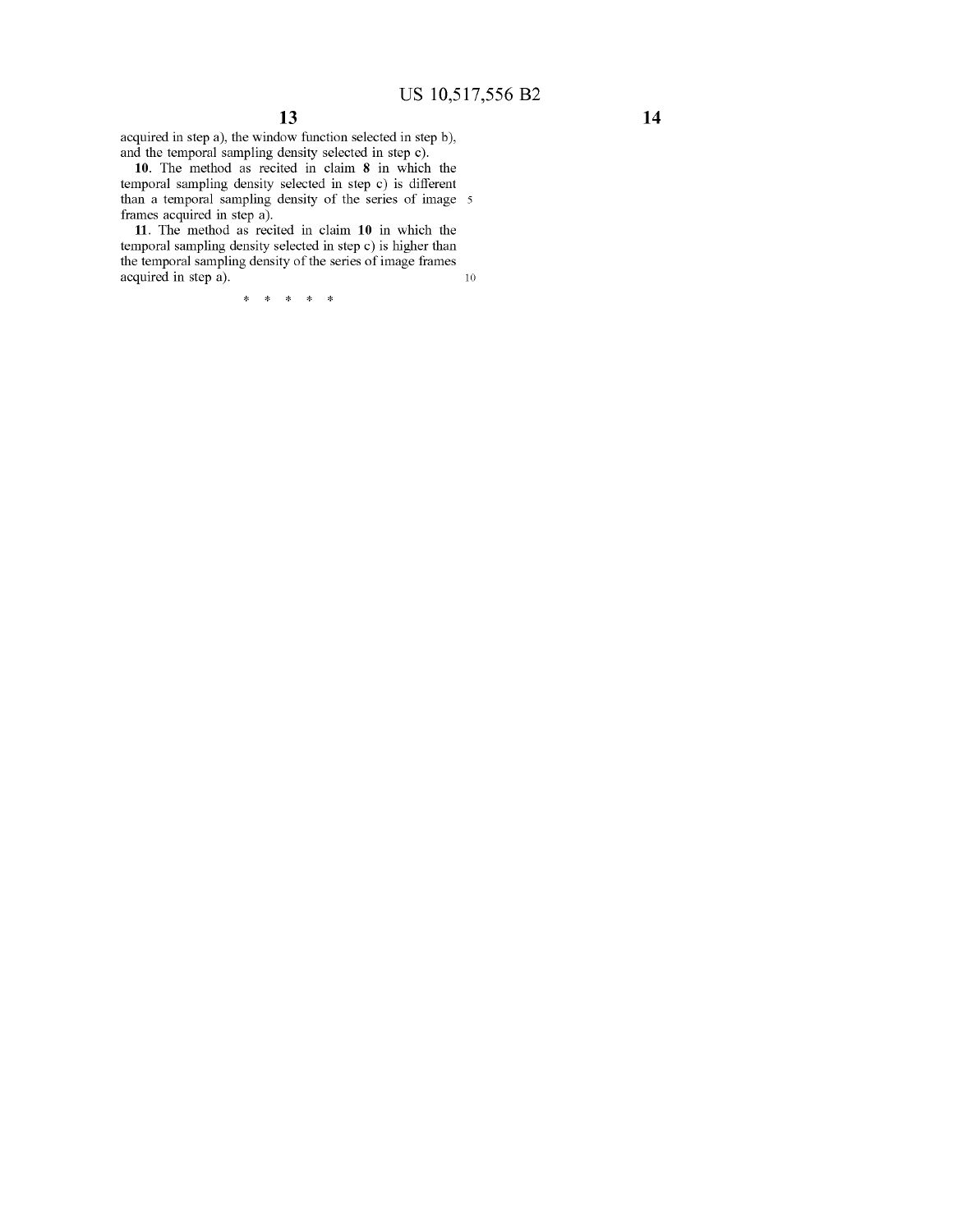acquired in step a), the window function selected in step b), and the temporal sampling density selected in step c).

**10**. The method as recited in claim **8** in which the temporal sampling density selected in step c) is different than a temporal sampling density of the series of image frames acquired in step a).

**11**. The method as recited in claim **10** in which the temporal sampling density selected in step c) is higher than the temporal sampling density of the series of image frames acquired in step a).

* * * * *